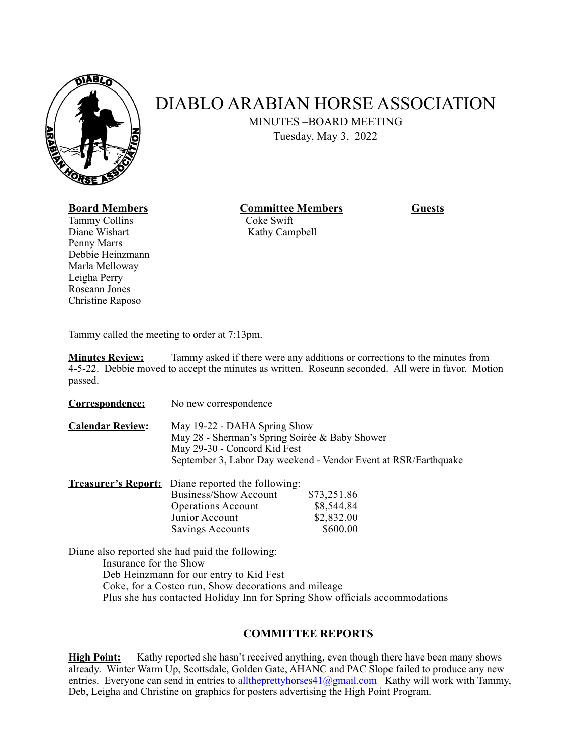# DIABLO ARABIAN HORSE ASSOCIATION

MINUTES –BOARD MEETING
Tuesday, May 3, 2022

| **Board Members** | **Committee Members** | **Guests** |
|---|---|---|
| Tammy Collins | Coke Swift | |
| Diane Wishart | Kathy Campbell | |
| Penny Marrs | | |
| Debbie Heinzmann | | |
| Marla Melloway | | |
| Leigha Perry | | |
| Roseann Jones | | |
| Christine Raposo | | |

Tammy called the meeting to order at 7:13pm.

**Minutes Review:** Tammy asked if there were any additions or corrections to the minutes from 4-5-22. Debbie moved to accept the minutes as written. Roseann seconded. All were in favor. Motion passed.

**Correspondence:** No new correspondence

**Calendar Review:**
May 19-22 - DAHA Spring Show
May 28 - Sherman's Spring Soirée & Baby Shower
May 29-30 - Concord Kid Fest
September 3, Labor Day weekend - Vendor Event at RSR/Earthquake

**Treasurer's Report:** Diane reported the following:

| | |
|---|---|
| Business/Show Account | $73,251.86 |
| Operations Account | $8,544.84 |
| Junior Account | $2,832.00 |
| Savings Accounts | $600.00 |

Diane also reported she had paid the following:
- Insurance for the Show
- Deb Heinzmann for our entry to Kid Fest
- Coke, for a Costco run, Show decorations and mileage
- Plus she has contacted Holiday Inn for Spring Show officials accommodations

## COMMITTEE REPORTS

**High Point:** Kathy reported she hasn't received anything, even though there have been many shows already. Winter Warm Up, Scottsdale, Golden Gate, AHANC and PAC Slope failed to produce any new entries. Everyone can send in entries to alltheprettyhorses41@gmail.com Kathy will work with Tammy, Deb, Leigha and Christine on graphics for posters advertising the High Point Program.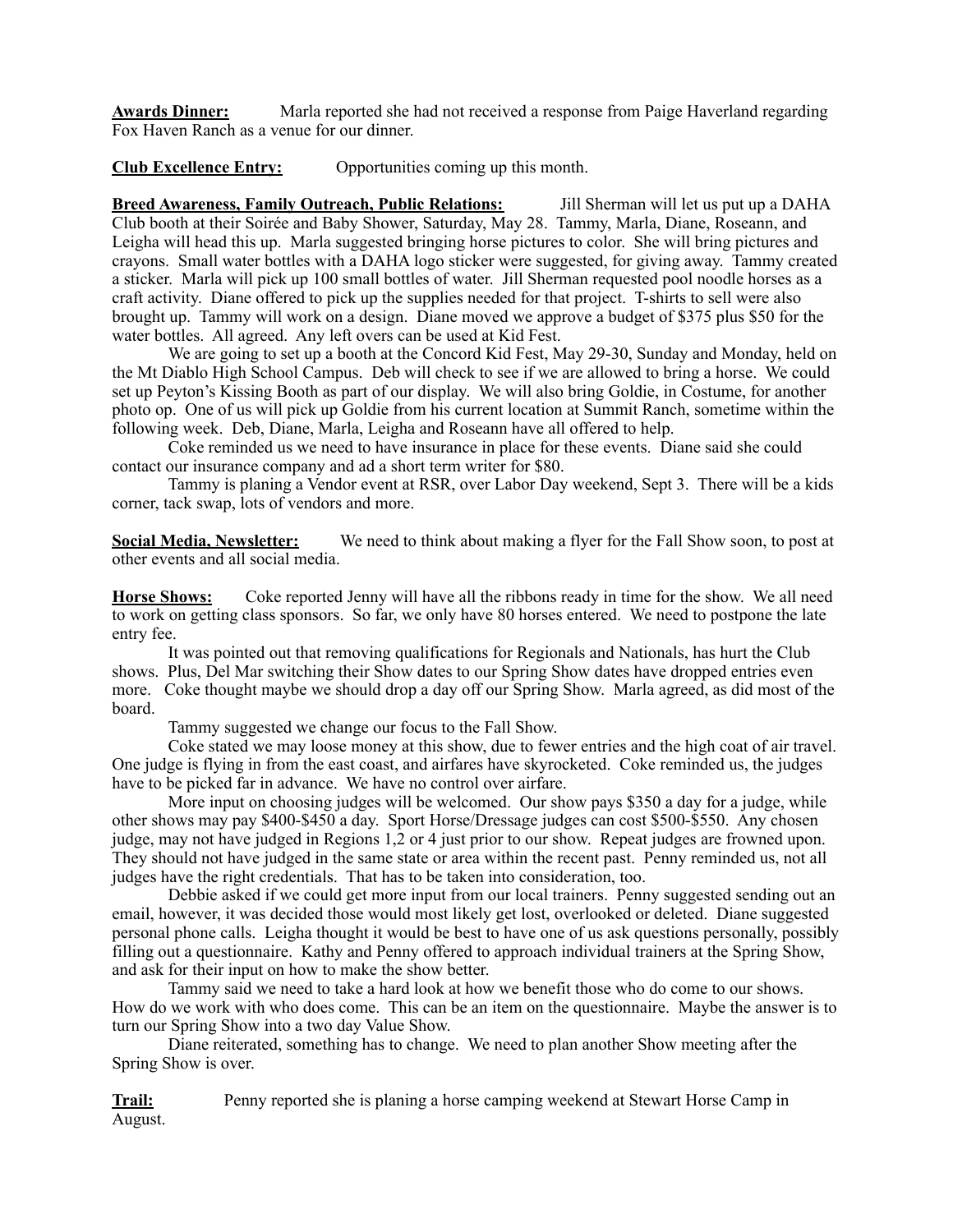**Awards Dinner:** Marla reported she had not received a response from Paige Haverland regarding Fox Haven Ranch as a venue for our dinner.

**Club Excellence Entry:** Opportunities coming up this month.

**Breed Awareness, Family Outreach, Public Relations:** Jill Sherman will let us put up a DAHA Club booth at their Soirée and Baby Shower, Saturday, May 28. Tammy, Marla, Diane, Roseann, and Leigha will head this up. Marla suggested bringing horse pictures to color. She will bring pictures and crayons. Small water bottles with a DAHA logo sticker were suggested, for giving away. Tammy created a sticker. Marla will pick up 100 small bottles of water. Jill Sherman requested pool noodle horses as a craft activity. Diane offered to pick up the supplies needed for that project. T-shirts to sell were also brought up. Tammy will work on a design. Diane moved we approve a budget of $375 plus $50 for the water bottles. All agreed. Any left overs can be used at Kid Fest.

We are going to set up a booth at the Concord Kid Fest, May 29-30, Sunday and Monday, held on the Mt Diablo High School Campus. Deb will check to see if we are allowed to bring a horse. We could set up Peyton's Kissing Booth as part of our display. We will also bring Goldie, in Costume, for another photo op. One of us will pick up Goldie from his current location at Summit Ranch, sometime within the following week. Deb, Diane, Marla, Leigha and Roseann have all offered to help.

Coke reminded us we need to have insurance in place for these events. Diane said she could contact our insurance company and ad a short term writer for $80.

Tammy is planing a Vendor event at RSR, over Labor Day weekend, Sept 3. There will be a kids corner, tack swap, lots of vendors and more.

**Social Media, Newsletter:** We need to think about making a flyer for the Fall Show soon, to post at other events and all social media.

**Horse Shows:** Coke reported Jenny will have all the ribbons ready in time for the show. We all need to work on getting class sponsors. So far, we only have 80 horses entered. We need to postpone the late entry fee.

It was pointed out that removing qualifications for Regionals and Nationals, has hurt the Club shows. Plus, Del Mar switching their Show dates to our Spring Show dates have dropped entries even more. Coke thought maybe we should drop a day off our Spring Show. Marla agreed, as did most of the board.

Tammy suggested we change our focus to the Fall Show.

Coke stated we may loose money at this show, due to fewer entries and the high coat of air travel. One judge is flying in from the east coast, and airfares have skyrocketed. Coke reminded us, the judges have to be picked far in advance. We have no control over airfare.

More input on choosing judges will be welcomed. Our show pays $350 a day for a judge, while other shows may pay $400-$450 a day. Sport Horse/Dressage judges can cost $500-$550. Any chosen judge, may not have judged in Regions 1,2 or 4 just prior to our show. Repeat judges are frowned upon. They should not have judged in the same state or area within the recent past. Penny reminded us, not all judges have the right credentials. That has to be taken into consideration, too.

Debbie asked if we could get more input from our local trainers. Penny suggested sending out an email, however, it was decided those would most likely get lost, overlooked or deleted. Diane suggested personal phone calls. Leigha thought it would be best to have one of us ask questions personally, possibly filling out a questionnaire. Kathy and Penny offered to approach individual trainers at the Spring Show, and ask for their input on how to make the show better.

Tammy said we need to take a hard look at how we benefit those who do come to our shows. How do we work with who does come. This can be an item on the questionnaire. Maybe the answer is to turn our Spring Show into a two day Value Show.

Diane reiterated, something has to change. We need to plan another Show meeting after the Spring Show is over.

**Trail:** Penny reported she is planing a horse camping weekend at Stewart Horse Camp in August.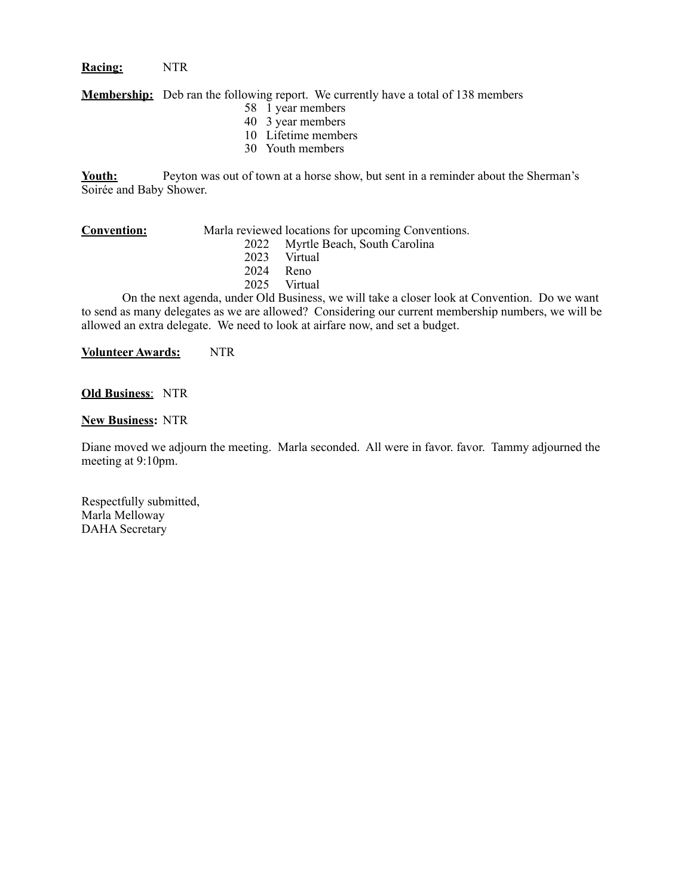**Racing:** NTR

**Membership:** Deb ran the following report. We currently have a total of 138 members

58 1 year members
40 3 year members
10 Lifetime members
30 Youth members

**Youth:** Peyton was out of town at a horse show, but sent in a reminder about the Sherman's Soirée and Baby Shower.

**Convention:** Marla reviewed locations for upcoming Conventions.

2022 Myrtle Beach, South Carolina
2023 Virtual
2024 Reno
2025 Virtual

On the next agenda, under Old Business, we will take a closer look at Convention. Do we want to send as many delegates as we are allowed? Considering our current membership numbers, we will be allowed an extra delegate. We need to look at airfare now, and set a budget.

**Volunteer Awards:** NTR

**Old Business**: NTR

**New Business:** NTR

Diane moved we adjourn the meeting. Marla seconded. All were in favor. favor. Tammy adjourned the meeting at 9:10pm.

Respectfully submitted,
Marla Melloway
DAHA Secretary